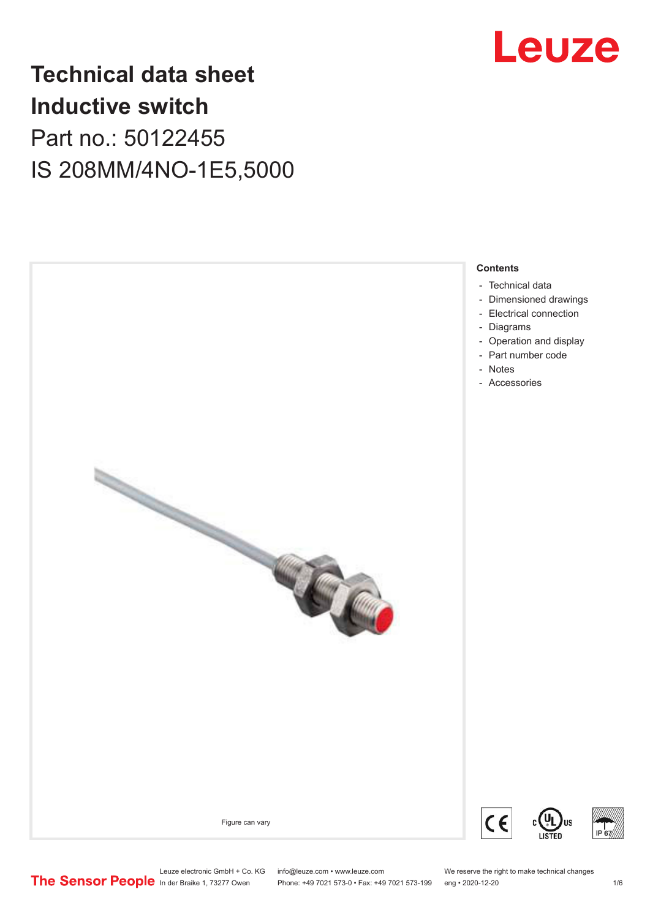# Technical data sheet
# Inductive switch

## Part no.: 50122455

## IS 208MM/4NO-1E5,5000

Figure can vary

**Contents**

- Technical data
- Dimensioned drawings
- Electrical connection
- Diagrams
- Operation and display
- Part number code
- Notes
- Accessories

Leuze electronic GmbH + Co. KG
In der Braike 1, 73277 Owen

info@leuze.com • www.leuze.com
Phone: +49 7021 573-0 • Fax: +49 7021 573-199

We reserve the right to make technical changes
eng • 2020-12-20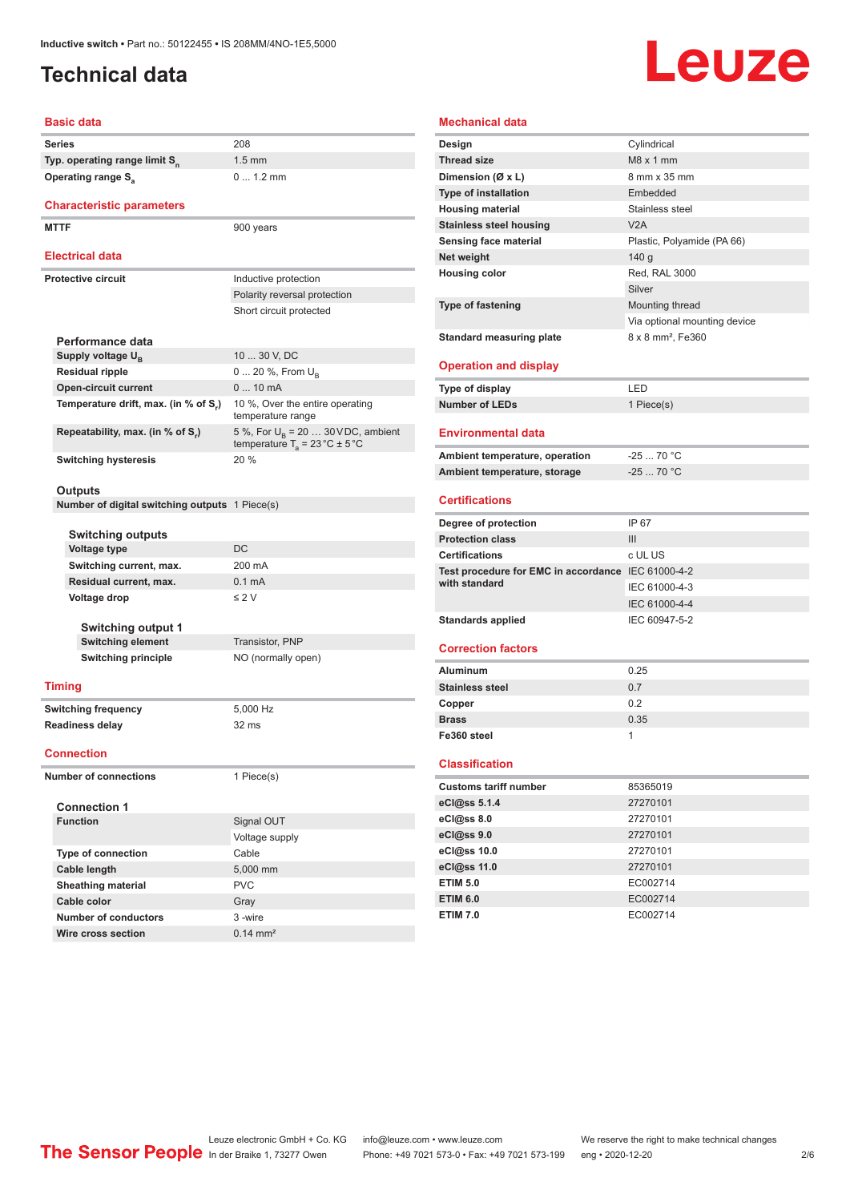# Technical data

## Basic data

| | |
|---|---|
| Series | 208 |
| Typ. operating range limit $S_n$ | 1.5 mm |
| Operating range $S_a$ | 0 ... 1.2 mm |

## Characteristic parameters

| | |
|---|---|
| MTTF | 900 years |

## Electrical data

| | |
|---|---|
| Protective circuit | Inductive protection |
| | Polarity reversal protection |
| | Short circuit protected |

### Performance data

| | |
|---|---|
| Supply voltage $U_B$ | 10 ... 30 V, DC |
| Residual ripple | 0 ... 20 %, From $U_B$ |
| Open-circuit current | 0 ... 10 mA |
| Temperature drift, max. (in % of $S_r$) | 10 %, Over the entire operating temperature range |
| Repeatability, max. (in % of $S_r$) | 5 %, For $U_B$ = 20 … 30 V DC, ambient temperature $T_a$ = 23 °C ± 5 °C |
| Switching hysteresis | 20 % |

### Outputs

| | |
|---|---|
| Number of digital switching outputs | 1 Piece(s) |

#### Switching outputs

| | |
|---|---|
| Voltage type | DC |
| Switching current, max. | 200 mA |
| Residual current, max. | 0.1 mA |
| Voltage drop | ≤ 2 V |

#### Switching output 1

| | |
|---|---|
| Switching element | Transistor, PNP |
| Switching principle | NO (normally open) |

## Timing

| | |
|---|---|
| Switching frequency | 5,000 Hz |
| Readiness delay | 32 ms |

## Connection

| | |
|---|---|
| Number of connections | 1 Piece(s) |

### Connection 1

| | |
|---|---|
| Function | Signal OUT |
| | Voltage supply |
| Type of connection | Cable |
| Cable length | 5,000 mm |
| Sheathing material | PVC |
| Cable color | Gray |
| Number of conductors | 3 -wire |
| Wire cross section | 0.14 mm² |

## Mechanical data

| | |
|---|---|
| Design | Cylindrical |
| Thread size | M8 x 1 mm |
| Dimension (Ø x L) | 8 mm x 35 mm |
| Type of installation | Embedded |
| Housing material | Stainless steel |
| Stainless steel housing | V2A |
| Sensing face material | Plastic, Polyamide (PA 66) |
| Net weight | 140 g |
| Housing color | Red, RAL 3000 |
| | Silver |
| Type of fastening | Mounting thread |
| | Via optional mounting device |
| Standard measuring plate | 8 x 8 mm², Fe360 |

## Operation and display

| | |
|---|---|
| Type of display | LED |
| Number of LEDs | 1 Piece(s) |

## Environmental data

| | |
|---|---|
| Ambient temperature, operation | -25 ... 70 °C |
| Ambient temperature, storage | -25 ... 70 °C |

## Certifications

| | |
|---|---|
| Degree of protection | IP 67 |
| Protection class | III |
| Certifications | c UL US |
| Test procedure for EMC in accordance with standard | IEC 61000-4-2 |
| | IEC 61000-4-3 |
| | IEC 61000-4-4 |
| Standards applied | IEC 60947-5-2 |

## Correction factors

| | |
|---|---|
| Aluminum | 0.25 |
| Stainless steel | 0.7 |
| Copper | 0.2 |
| Brass | 0.35 |
| Fe360 steel | 1 |

## Classification

| | |
|---|---|
| Customs tariff number | 85365019 |
| eCl@ss 5.1.4 | 27270101 |
| eCl@ss 8.0 | 27270101 |
| eCl@ss 9.0 | 27270101 |
| eCl@ss 10.0 | 27270101 |
| eCl@ss 11.0 | 27270101 |
| ETIM 5.0 | EC002714 |
| ETIM 6.0 | EC002714 |
| ETIM 7.0 | EC002714 |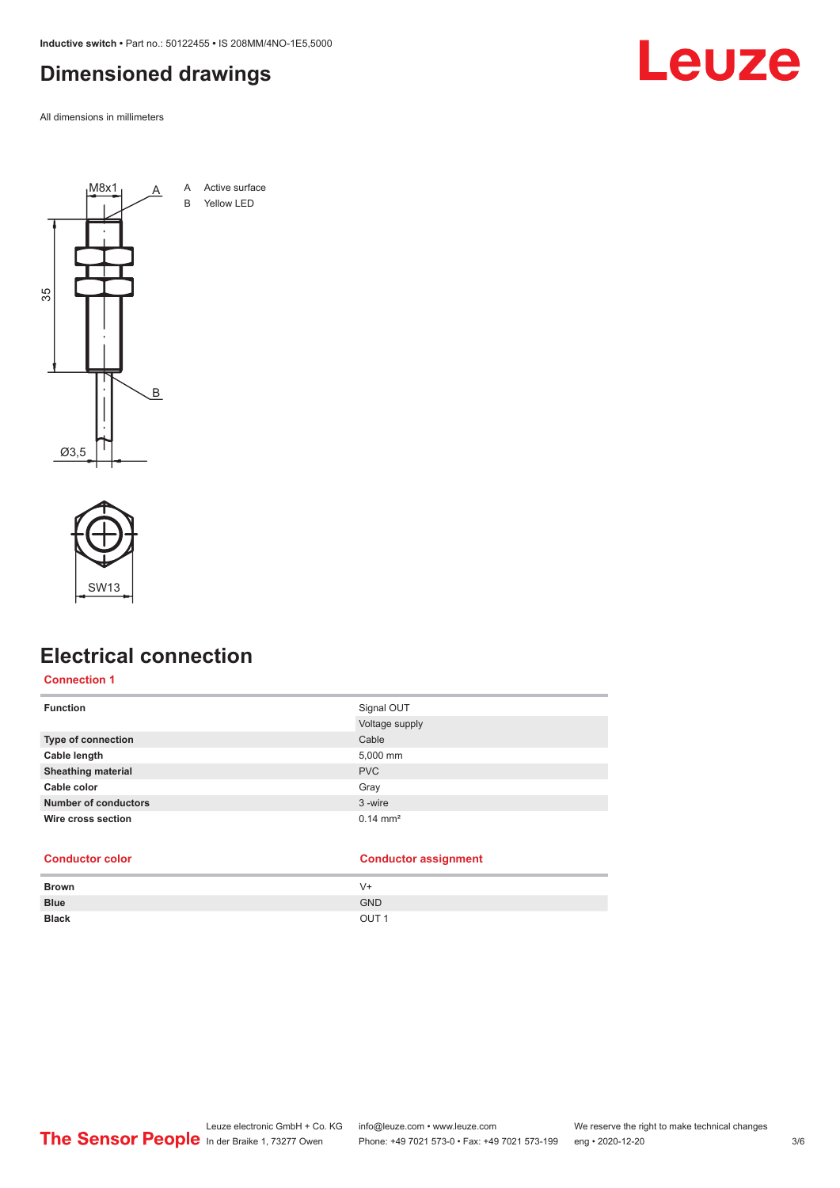# Dimensioned drawings

All dimensions in millimeters

A Active surface
B Yellow LED

# Electrical connection

## Connection 1

| | |
|---|---|
| **Function** | Signal OUT |
| | Voltage supply |
| **Type of connection** | Cable |
| **Cable length** | 5,000 mm |
| **Sheathing material** | PVC |
| **Cable color** | Gray |
| **Number of conductors** | 3 -wire |
| **Wire cross section** | 0.14 mm² |

| Conductor color | Conductor assignment |
|---|---|
| **Brown** | V+ |
| **Blue** | GND |
| **Black** | OUT 1 |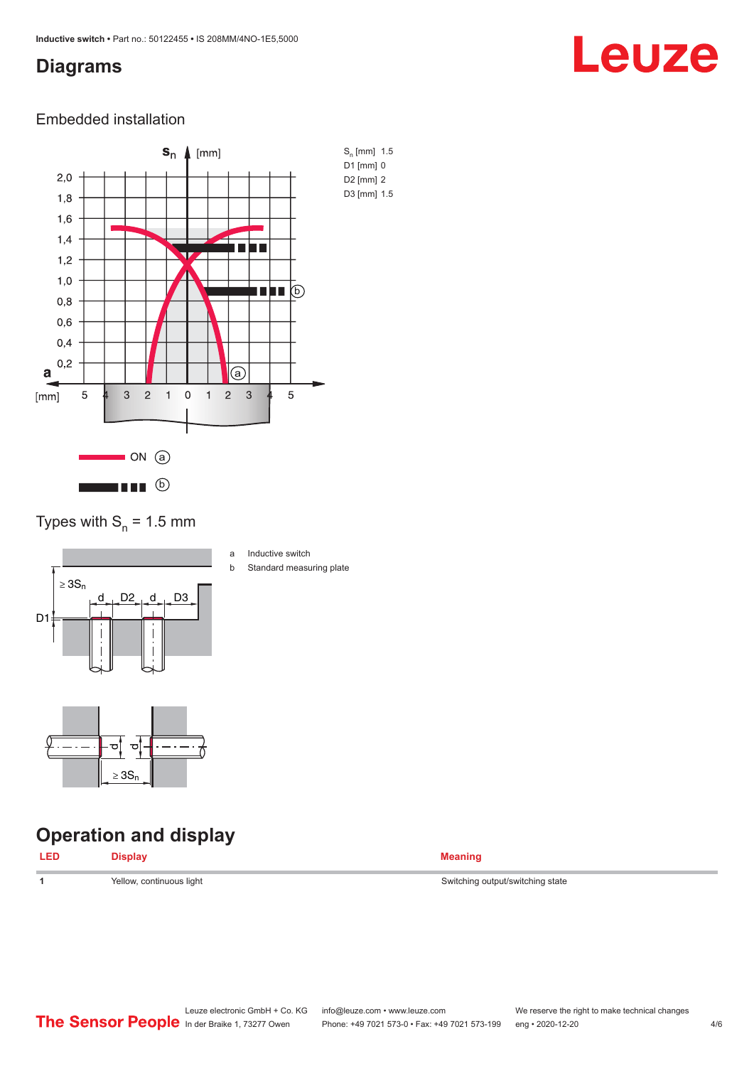## Diagrams

### Embedded installation

$S_n$ [mm] 1.5
D1 [mm] 0
D2 [mm] 2
D3 [mm] 1.5

ON (a)

(b)

### Types with $S_n$ = 1.5 mm

a Inductive switch
b Standard measuring plate

## Operation and display

| LED | Display | Meaning |
|---|---|---|
| 1 | Yellow, continuous light | Switching output/switching state |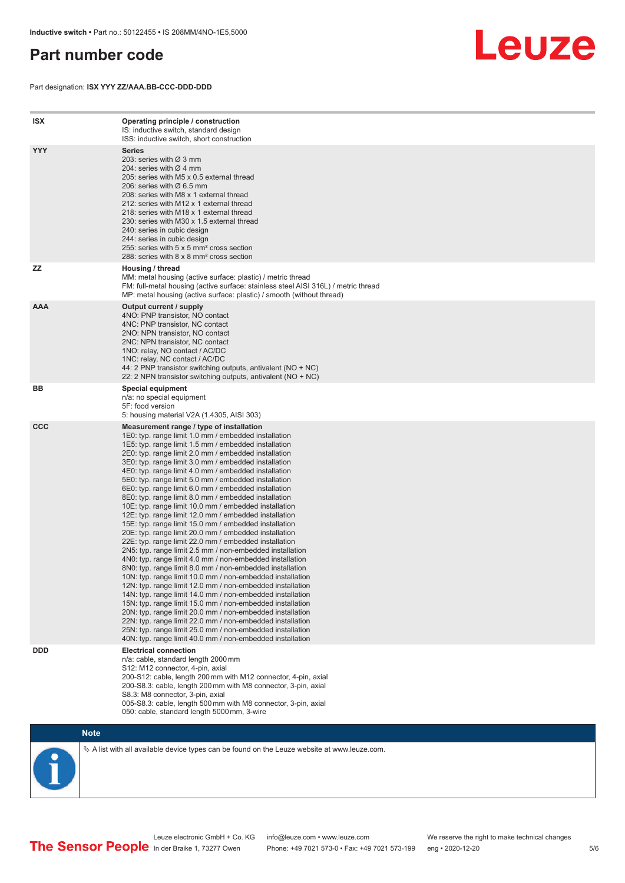# Part number code

Part designation: **ISX YYY ZZ/AAA.BB-CCC-DDD-DDD**

| | |
|---|---|
| **ISX** | **Operating principle / construction**<br>IS: inductive switch, standard design<br>ISS: inductive switch, short construction |
| **YYY** | **Series**<br>203: series with Ø 3 mm<br>204: series with Ø 4 mm<br>205: series with M5 x 0.5 external thread<br>206: series with Ø 6.5 mm<br>208: series with M8 x 1 external thread<br>212: series with M12 x 1 external thread<br>218: series with M18 x 1 external thread<br>230: series with M30 x 1.5 external thread<br>240: series in cubic design<br>244: series in cubic design<br>255: series with 5 x 5 mm² cross section<br>288: series with 8 x 8 mm² cross section |
| **ZZ** | **Housing / thread**<br>MM: metal housing (active surface: plastic) / metric thread<br>FM: full-metal housing (active surface: stainless steel AISI 316L) / metric thread<br>MP: metal housing (active surface: plastic) / smooth (without thread) |
| **AAA** | **Output current / supply**<br>4NO: PNP transistor, NO contact<br>4NC: PNP transistor, NC contact<br>2NO: NPN transistor, NO contact<br>2NC: NPN transistor, NC contact<br>1NO: relay, NO contact / AC/DC<br>1NC: relay, NC contact / AC/DC<br>44: 2 PNP transistor switching outputs, antivalent (NO + NC)<br>22: 2 NPN transistor switching outputs, antivalent (NO + NC) |
| **BB** | **Special equipment**<br>n/a: no special equipment<br>5F: food version<br>5: housing material V2A (1.4305, AISI 303) |
| **CCC** | **Measurement range / type of installation**<br>1E0: typ. range limit 1.0 mm / embedded installation<br>1E5: typ. range limit 1.5 mm / embedded installation<br>2E0: typ. range limit 2.0 mm / embedded installation<br>3E0: typ. range limit 3.0 mm / embedded installation<br>4E0: typ. range limit 4.0 mm / embedded installation<br>5E0: typ. range limit 5.0 mm / embedded installation<br>6E0: typ. range limit 6.0 mm / embedded installation<br>8E0: typ. range limit 8.0 mm / embedded installation<br>10E: typ. range limit 10.0 mm / embedded installation<br>12E: typ. range limit 12.0 mm / embedded installation<br>15E: typ. range limit 15.0 mm / embedded installation<br>20E: typ. range limit 20.0 mm / embedded installation<br>22E: typ. range limit 22.0 mm / embedded installation<br>2N5: typ. range limit 2.5 mm / non-embedded installation<br>4N0: typ. range limit 4.0 mm / non-embedded installation<br>8N0: typ. range limit 8.0 mm / non-embedded installation<br>10N: typ. range limit 10.0 mm / non-embedded installation<br>12N: typ. range limit 12.0 mm / non-embedded installation<br>14N: typ. range limit 14.0 mm / non-embedded installation<br>15N: typ. range limit 15.0 mm / non-embedded installation<br>20N: typ. range limit 20.0 mm / non-embedded installation<br>22N: typ. range limit 22.0 mm / non-embedded installation<br>25N: typ. range limit 25.0 mm / non-embedded installation<br>40N: typ. range limit 40.0 mm / non-embedded installation |
| **DDD** | **Electrical connection**<br>n/a: cable, standard length 2000 mm<br>S12: M12 connector, 4-pin, axial<br>200-S12: cable, length 200 mm with M12 connector, 4-pin, axial<br>200-S8.3: cable, length 200 mm with M8 connector, 3-pin, axial<br>S8.3: M8 connector, 3-pin, axial<br>005-S8.3: cable, length 500 mm with M8 connector, 3-pin, axial<br>050: cable, standard length 5000 mm, 3-wire |

**Note**

↳ A list with all available device types can be found on the Leuze website at www.leuze.com.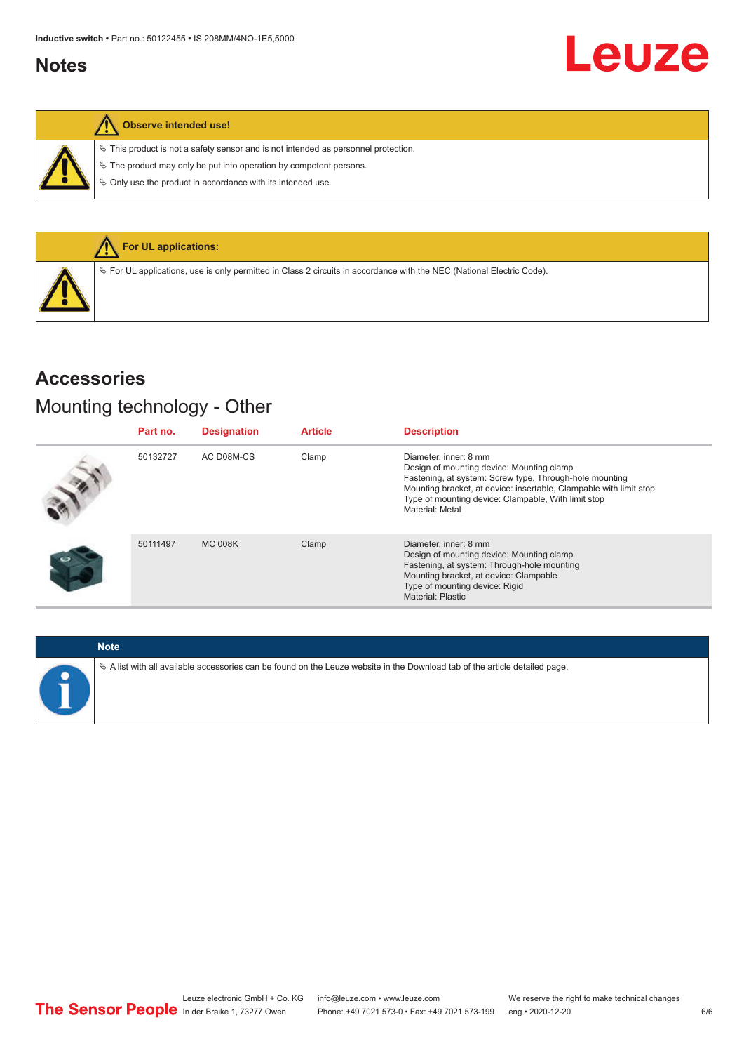# Notes

**Observe intended use!**

- ↳ This product is not a safety sensor and is not intended as personnel protection.
- ↳ The product may only be put into operation by competent persons.
- ↳ Only use the product in accordance with its intended use.

**For UL applications:**

- ↳ For UL applications, use is only permitted in Class 2 circuits in accordance with the NEC (National Electric Code).

# Accessories

## Mounting technology - Other

| | Part no. | Designation | Article | Description |
|---|---|---|---|---|
| | 50132727 | AC D08M-CS | Clamp | Diameter, inner: 8 mm<br>Design of mounting device: Mounting clamp<br>Fastening, at system: Screw type, Through-hole mounting<br>Mounting bracket, at device: insertable, Clampable with limit stop<br>Type of mounting device: Clampable, With limit stop<br>Material: Metal |
| | 50111497 | MC 008K | Clamp | Diameter, inner: 8 mm<br>Design of mounting device: Mounting clamp<br>Fastening, at system: Through-hole mounting<br>Mounting bracket, at device: Clampable<br>Type of mounting device: Rigid<br>Material: Plastic |

**Note**

- ↳ A list with all available accessories can be found on the Leuze website in the Download tab of the article detailed page.